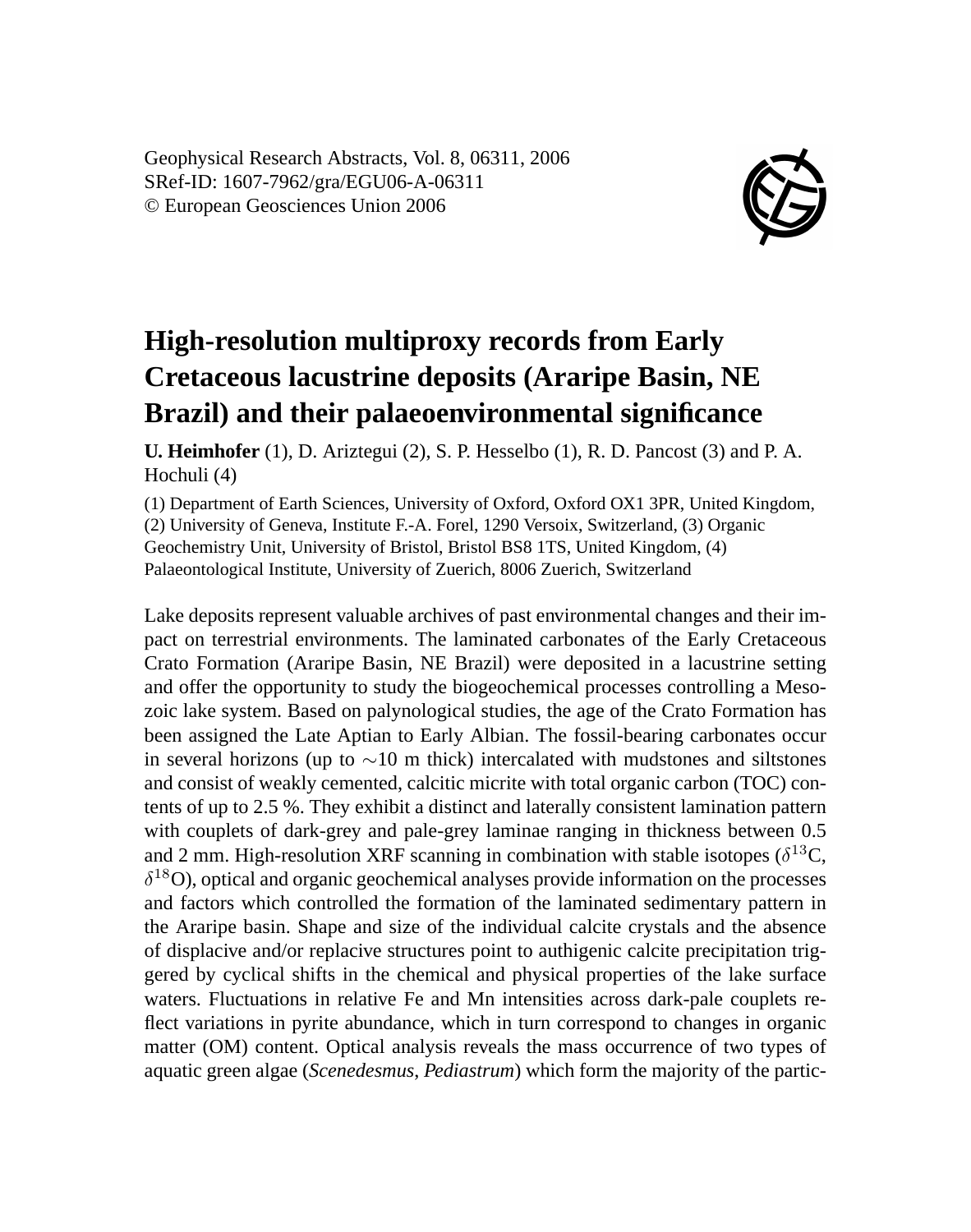Geophysical Research Abstracts, Vol. 8, 06311, 2006
SRef-ID: 1607-7962/gra/EGU06-A-06311
© European Geosciences Union 2006

# High-resolution multiproxy records from Early Cretaceous lacustrine deposits (Araripe Basin, NE Brazil) and their palaeoenvironmental significance

**U. Heimhofer** (1), D. Ariztegui (2), S. P. Hesselbo (1), R. D. Pancost (3) and P. A. Hochuli (4)

(1) Department of Earth Sciences, University of Oxford, Oxford OX1 3PR, United Kingdom, (2) University of Geneva, Institute F.-A. Forel, 1290 Versoix, Switzerland, (3) Organic Geochemistry Unit, University of Bristol, Bristol BS8 1TS, United Kingdom, (4) Palaeontological Institute, University of Zuerich, 8006 Zuerich, Switzerland

Lake deposits represent valuable archives of past environmental changes and their impact on terrestrial environments. The laminated carbonates of the Early Cretaceous Crato Formation (Araripe Basin, NE Brazil) were deposited in a lacustrine setting and offer the opportunity to study the biogeochemical processes controlling a Mesozoic lake system. Based on palynological studies, the age of the Crato Formation has been assigned the Late Aptian to Early Albian. The fossil-bearing carbonates occur in several horizons (up to $\sim$10 m thick) intercalated with mudstones and siltstones and consist of weakly cemented, calcitic micrite with total organic carbon (TOC) contents of up to 2.5 %. They exhibit a distinct and laterally consistent lamination pattern with couplets of dark-grey and pale-grey laminae ranging in thickness between 0.5 and 2 mm. High-resolution XRF scanning in combination with stable isotopes ($\delta^{13}$C, $\delta^{18}$O), optical and organic geochemical analyses provide information on the processes and factors which controlled the formation of the laminated sedimentary pattern in the Araripe basin. Shape and size of the individual calcite crystals and the absence of displacive and/or replacive structures point to authigenic calcite precipitation triggered by cyclical shifts in the chemical and physical properties of the lake surface waters. Fluctuations in relative Fe and Mn intensities across dark-pale couplets reflect variations in pyrite abundance, which in turn correspond to changes in organic matter (OM) content. Optical analysis reveals the mass occurrence of two types of aquatic green algae (*Scenedesmus*, *Pediastrum*) which form the majority of the partic-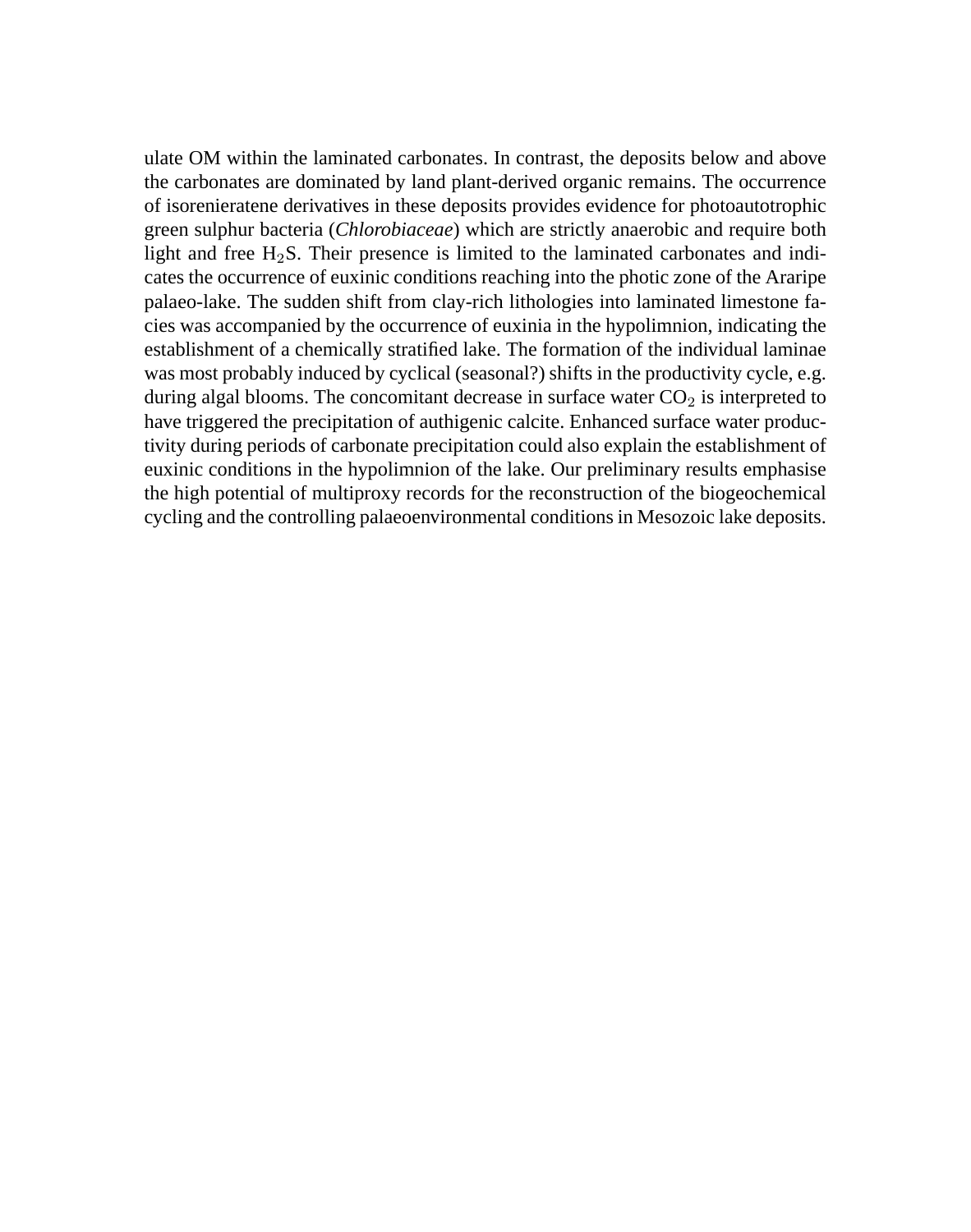ulate OM within the laminated carbonates. In contrast, the deposits below and above the carbonates are dominated by land plant-derived organic remains. The occurrence of isorenieratene derivatives in these deposits provides evidence for photoautotrophic green sulphur bacteria (*Chlorobiaceae*) which are strictly anaerobic and require both light and free $H_2S$. Their presence is limited to the laminated carbonates and indicates the occurrence of euxinic conditions reaching into the photic zone of the Araripe palaeo-lake. The sudden shift from clay-rich lithologies into laminated limestone facies was accompanied by the occurrence of euxinia in the hypolimnion, indicating the establishment of a chemically stratified lake. The formation of the individual laminae was most probably induced by cyclical (seasonal?) shifts in the productivity cycle, e.g. during algal blooms. The concomitant decrease in surface water $CO_2$ is interpreted to have triggered the precipitation of authigenic calcite. Enhanced surface water productivity during periods of carbonate precipitation could also explain the establishment of euxinic conditions in the hypolimnion of the lake. Our preliminary results emphasise the high potential of multiproxy records for the reconstruction of the biogeochemical cycling and the controlling palaeoenvironmental conditions in Mesozoic lake deposits.